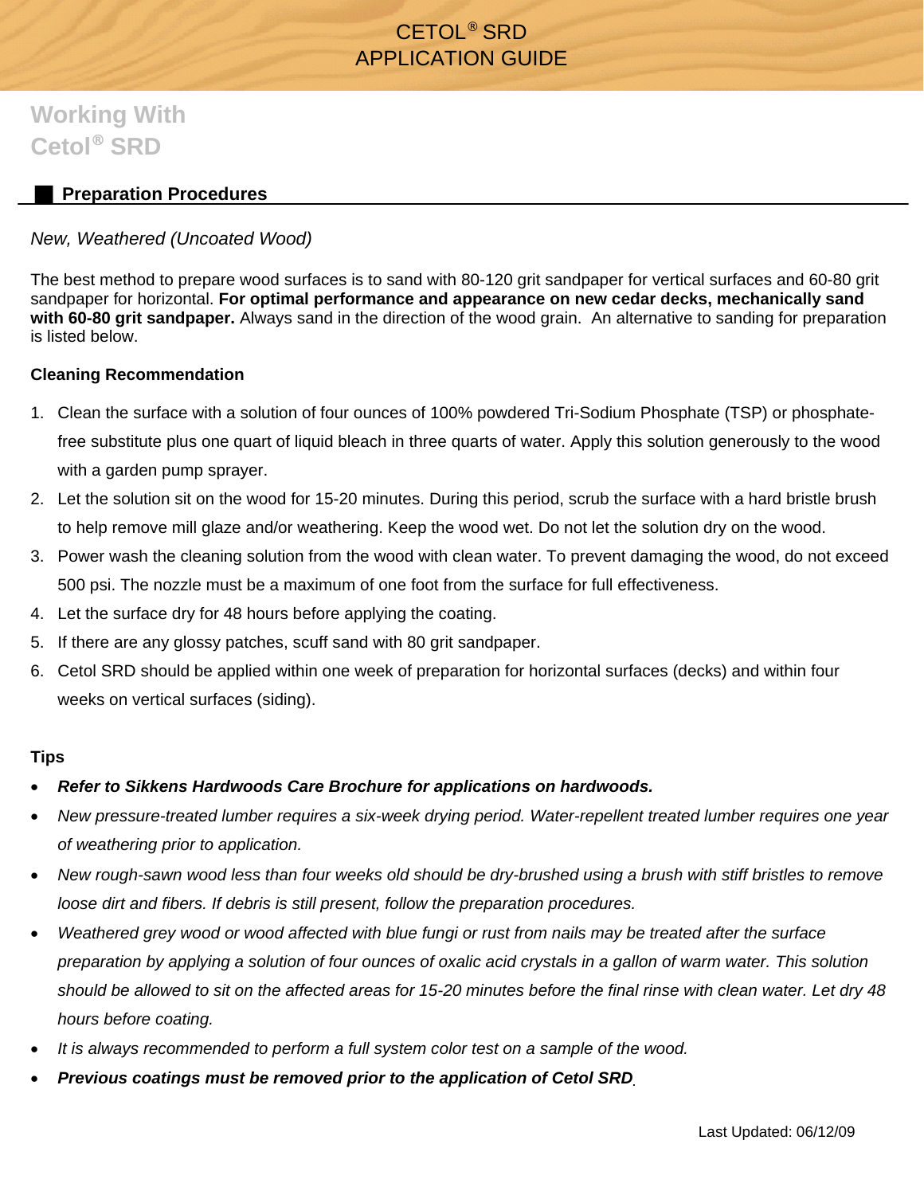# CETOL® SRD APPLICATION GUIDE

## Working With Cetol® SRD

### Preparation Procedures

*New, Weathered (Uncoated Wood)*

The best method to prepare wood surfaces is to sand with 80-120 grit sandpaper for vertical surfaces and 60-80 grit sandpaper for horizontal. **For optimal performance and appearance on new cedar decks, mechanically sand with 60-80 grit sandpaper.** Always sand in the direction of the wood grain. An alternative to sanding for preparation is listed below.

**Cleaning Recommendation**

1. Clean the surface with a solution of four ounces of 100% powdered Tri-Sodium Phosphate (TSP) or phosphate-free substitute plus one quart of liquid bleach in three quarts of water. Apply this solution generously to the wood with a garden pump sprayer.
2. Let the solution sit on the wood for 15-20 minutes. During this period, scrub the surface with a hard bristle brush to help remove mill glaze and/or weathering. Keep the wood wet. Do not let the solution dry on the wood.
3. Power wash the cleaning solution from the wood with clean water. To prevent damaging the wood, do not exceed 500 psi. The nozzle must be a maximum of one foot from the surface for full effectiveness.
4. Let the surface dry for 48 hours before applying the coating.
5. If there are any glossy patches, scuff sand with 80 grit sandpaper.
6. Cetol SRD should be applied within one week of preparation for horizontal surfaces (decks) and within four weeks on vertical surfaces (siding).

**Tips**

- ***Refer to Sikkens Hardwoods Care Brochure for applications on hardwoods.***
- *New pressure-treated lumber requires a six-week drying period. Water-repellent treated lumber requires one year of weathering prior to application.*
- *New rough-sawn wood less than four weeks old should be dry-brushed using a brush with stiff bristles to remove loose dirt and fibers. If debris is still present, follow the preparation procedures.*
- *Weathered grey wood or wood affected with blue fungi or rust from nails may be treated after the surface preparation by applying a solution of four ounces of oxalic acid crystals in a gallon of warm water. This solution should be allowed to sit on the affected areas for 15-20 minutes before the final rinse with clean water. Let dry 48 hours before coating.*
- *It is always recommended to perform a full system color test on a sample of the wood.*
- ***Previous coatings must be removed prior to the application of Cetol SRD.***

Last Updated: 06/12/09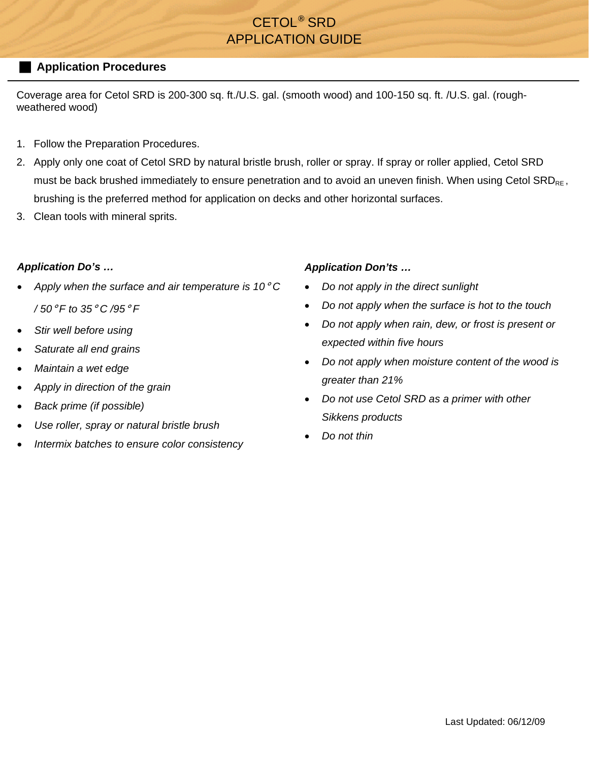# CETOL® SRD
# APPLICATION GUIDE

## Application Procedures

Coverage area for Cetol SRD is 200-300 sq. ft./U.S. gal. (smooth wood) and 100-150 sq. ft. /U.S. gal. (rough-weathered wood)

1. Follow the Preparation Procedures.
2. Apply only one coat of Cetol SRD by natural bristle brush, roller or spray. If spray or roller applied, Cetol SRD must be back brushed immediately to ensure penetration and to avoid an uneven finish. When using Cetol $SRD_{RE}$, brushing is the preferred method for application on decks and other horizontal surfaces.
3. Clean tools with mineral sprits.

***Application Do's …***

- *Apply when the surface and air temperature is 10 °C / 50 °F to 35 °C /95 °F*
- *Stir well before using*
- *Saturate all end grains*
- *Maintain a wet edge*
- *Apply in direction of the grain*
- *Back prime (if possible)*
- *Use roller, spray or natural bristle brush*
- *Intermix batches to ensure color consistency*

***Application Don'ts …***

- *Do not apply in the direct sunlight*
- *Do not apply when the surface is hot to the touch*
- *Do not apply when rain, dew, or frost is present or expected within five hours*
- *Do not apply when moisture content of the wood is greater than 21%*
- *Do not use Cetol SRD as a primer with other Sikkens products*
- *Do not thin*

Last Updated: 06/12/09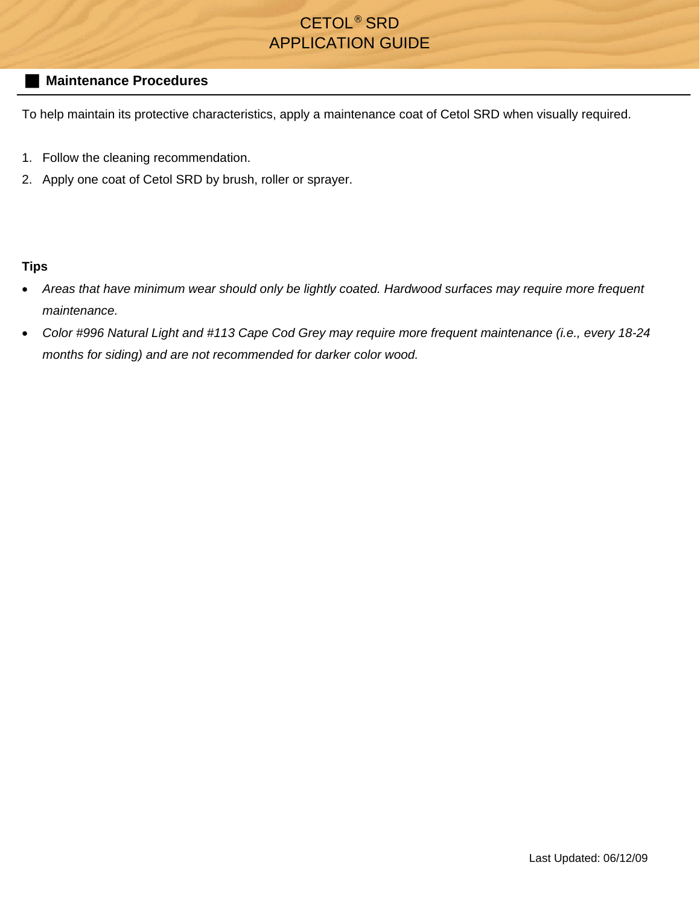## Maintenance Procedures

To help maintain its protective characteristics, apply a maintenance coat of Cetol SRD when visually required.

1. Follow the cleaning recommendation.
2. Apply one coat of Cetol SRD by brush, roller or sprayer.

**Tips**

- *Areas that have minimum wear should only be lightly coated. Hardwood surfaces may require more frequent maintenance.*
- *Color #996 Natural Light and #113 Cape Cod Grey may require more frequent maintenance (i.e., every 18-24 months for siding) and are not recommended for darker color wood.*